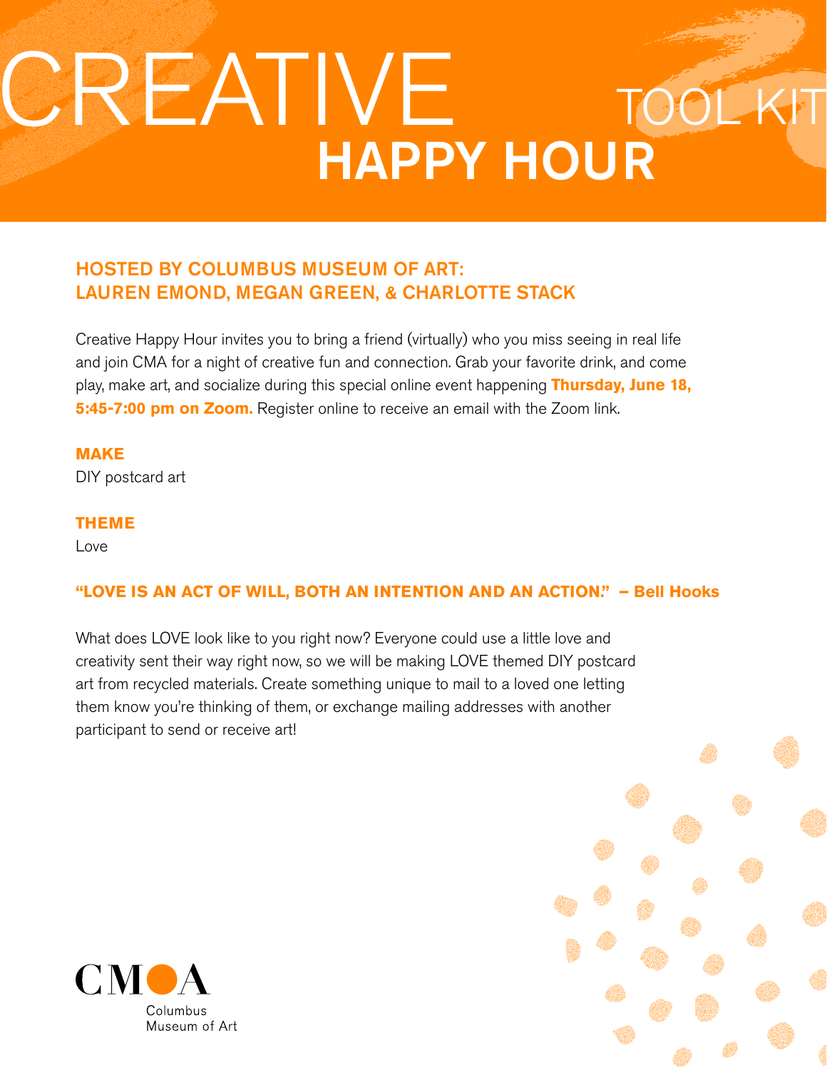# CREATIVE HAPPY HOUR TOOL KIT

## HOSTED BY COLUMBUS MUSEUM OF ART: LAUREN EMOND, MEGAN GREEN, & CHARLOTTE STACK

Creative Happy Hour invites you to bring a friend (virtually) who you miss seeing in real life and join CMA for a night of creative fun and connection. Grab your favorite drink, and come play, make art, and socialize during this special online event happening **Thursday, June 18, 5:45-7:00 pm on Zoom.** Register online to receive an email with the Zoom link.

**MAKE**

DIY postcard art

**THEME**

Love

**"LOVE IS AN ACT OF WILL, BOTH AN INTENTION AND AN ACTION." – Bell Hooks**

What does LOVE look like to you right now? Everyone could use a little love and creativity sent their way right now, so we will be making LOVE themed DIY postcard art from recycled materials. Create something unique to mail to a loved one letting them know you're thinking of them, or exchange mailing addresses with another participant to send or receive art!

CMA
Columbus Museum of Art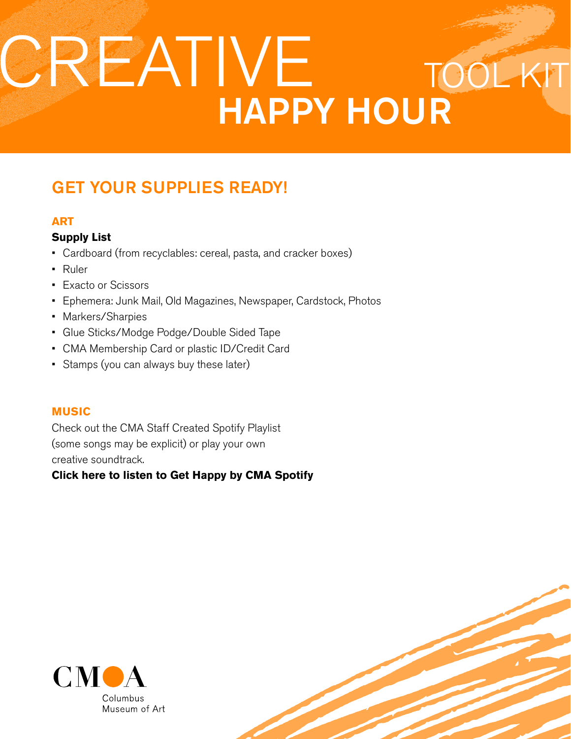# CREATIVE HAPPY HOUR TOOL KIT

## GET YOUR SUPPLIES READY!

### ART

**Supply List**

- Cardboard (from recyclables: cereal, pasta, and cracker boxes)
- Ruler
- Exacto or Scissors
- Ephemera: Junk Mail, Old Magazines, Newspaper, Cardstock, Photos
- Markers/Sharpies
- Glue Sticks/Modge Podge/Double Sided Tape
- CMA Membership Card or plastic ID/Credit Card
- Stamps (you can always buy these later)

### MUSIC

Check out the CMA Staff Created Spotify Playlist (some songs may be explicit) or play your own creative soundtrack.

**Click here to listen to Get Happy by CMA Spotify**

CMOA Columbus Museum of Art